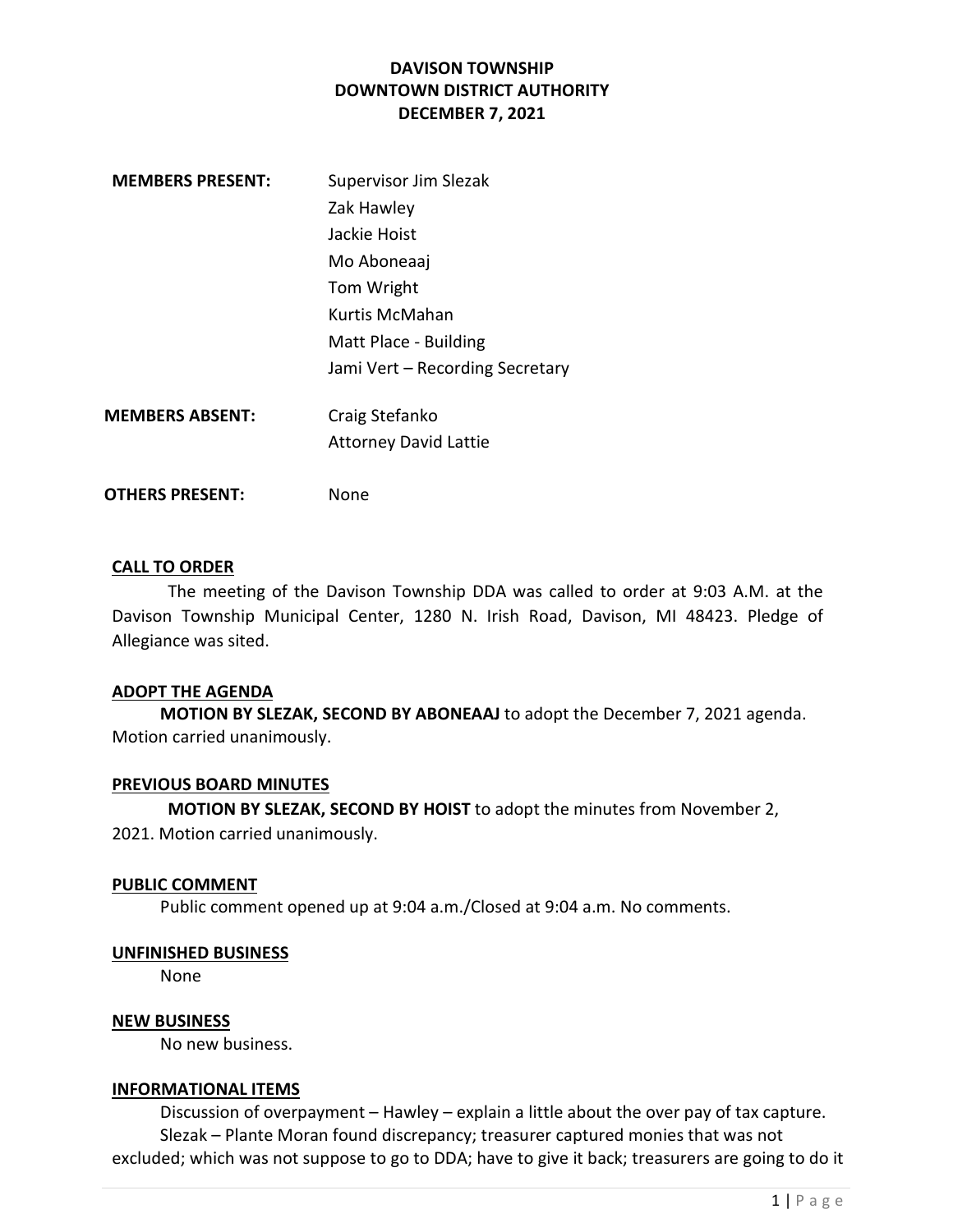**DAVISON TOWNSHIP**
**DOWNTOWN DISTRICT AUTHORITY**
**DECEMBER 7, 2021**

| | |
|---|---|
| **MEMBERS PRESENT:** | Supervisor Jim Slezak |
| | Zak Hawley |
| | Jackie Hoist |
| | Mo Aboneaaj |
| | Tom Wright |
| | Kurtis McMahan |
| | Matt Place - Building |
| | Jami Vert – Recording Secretary |
| **MEMBERS ABSENT:** | Craig Stefanko |
| | Attorney David Lattie |
| **OTHERS PRESENT:** | None |

**CALL TO ORDER**

The meeting of the Davison Township DDA was called to order at 9:03 A.M. at the Davison Township Municipal Center, 1280 N. Irish Road, Davison, MI 48423. Pledge of Allegiance was sited.

**ADOPT THE AGENDA**

**MOTION BY SLEZAK, SECOND BY ABONEAAJ** to adopt the December 7, 2021 agenda. Motion carried unanimously.

**PREVIOUS BOARD MINUTES**

**MOTION BY SLEZAK, SECOND BY HOIST** to adopt the minutes from November 2, 2021. Motion carried unanimously.

**PUBLIC COMMENT**

Public comment opened up at 9:04 a.m./Closed at 9:04 a.m. No comments.

**UNFINISHED BUSINESS**

None

**NEW BUSINESS**

No new business.

**INFORMATIONAL ITEMS**

Discussion of overpayment – Hawley – explain a little about the over pay of tax capture.

Slezak – Plante Moran found discrepancy; treasurer captured monies that was not excluded; which was not suppose to go to DDA; have to give it back; treasurers are going to do it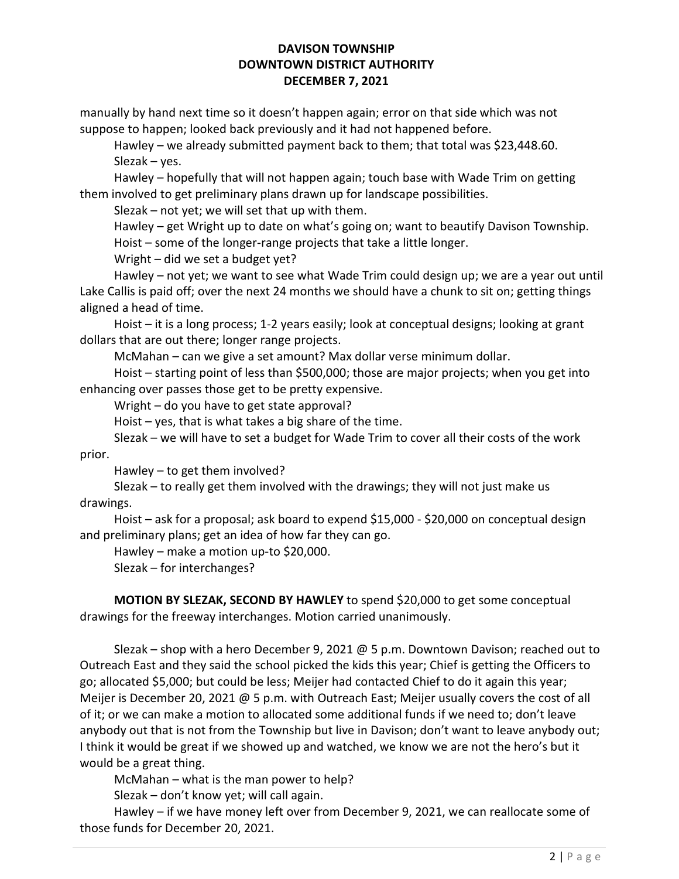manually by hand next time so it doesn't happen again; error on that side which was not suppose to happen; looked back previously and it had not happened before.

Hawley – we already submitted payment back to them; that total was $23,448.60.

Slezak – yes.

Hawley – hopefully that will not happen again; touch base with Wade Trim on getting them involved to get preliminary plans drawn up for landscape possibilities.

Slezak – not yet; we will set that up with them.

Hawley – get Wright up to date on what's going on; want to beautify Davison Township.

Hoist – some of the longer-range projects that take a little longer.

Wright – did we set a budget yet?

Hawley – not yet; we want to see what Wade Trim could design up; we are a year out until Lake Callis is paid off; over the next 24 months we should have a chunk to sit on; getting things aligned a head of time.

Hoist – it is a long process; 1-2 years easily; look at conceptual designs; looking at grant dollars that are out there; longer range projects.

McMahan – can we give a set amount? Max dollar verse minimum dollar.

Hoist – starting point of less than $500,000; those are major projects; when you get into enhancing over passes those get to be pretty expensive.

Wright – do you have to get state approval?

Hoist – yes, that is what takes a big share of the time.

Slezak – we will have to set a budget for Wade Trim to cover all their costs of the work prior.

Hawley – to get them involved?

Slezak – to really get them involved with the drawings; they will not just make us drawings.

Hoist – ask for a proposal; ask board to expend $15,000 - $20,000 on conceptual design and preliminary plans; get an idea of how far they can go.

Hawley – make a motion up-to $20,000.

Slezak – for interchanges?

**MOTION BY SLEZAK, SECOND BY HAWLEY** to spend $20,000 to get some conceptual drawings for the freeway interchanges. Motion carried unanimously.

Slezak – shop with a hero December 9, 2021 @ 5 p.m. Downtown Davison; reached out to Outreach East and they said the school picked the kids this year; Chief is getting the Officers to go; allocated $5,000; but could be less; Meijer had contacted Chief to do it again this year; Meijer is December 20, 2021 @ 5 p.m. with Outreach East; Meijer usually covers the cost of all of it; or we can make a motion to allocated some additional funds if we need to; don't leave anybody out that is not from the Township but live in Davison; don't want to leave anybody out; I think it would be great if we showed up and watched, we know we are not the hero's but it would be a great thing.

McMahan – what is the man power to help?

Slezak – don't know yet; will call again.

Hawley – if we have money left over from December 9, 2021, we can reallocate some of those funds for December 20, 2021.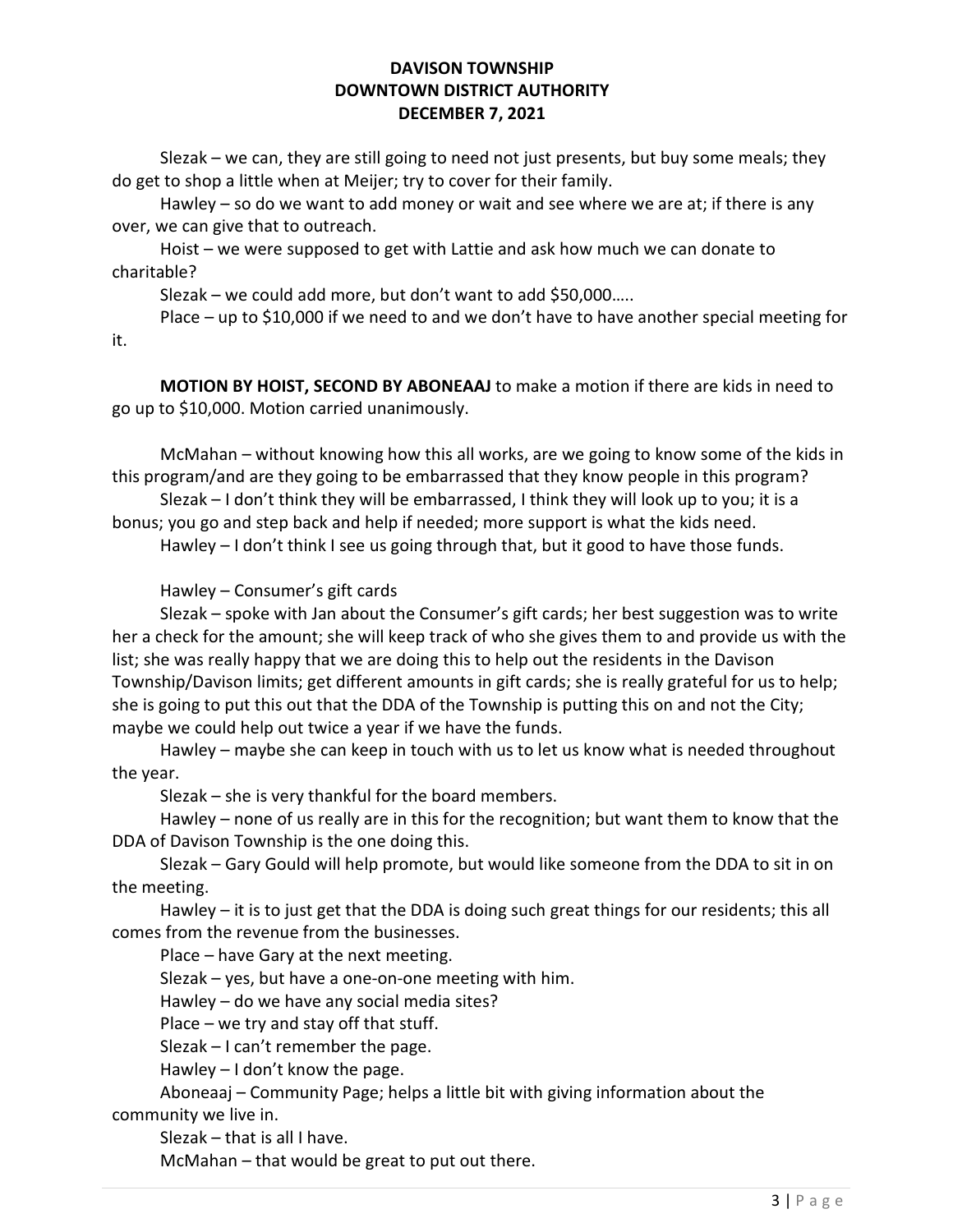Slezak – we can, they are still going to need not just presents, but buy some meals; they do get to shop a little when at Meijer; try to cover for their family.

Hawley – so do we want to add money or wait and see where we are at; if there is any over, we can give that to outreach.

Hoist – we were supposed to get with Lattie and ask how much we can donate to charitable?

Slezak – we could add more, but don't want to add $50,000…..

Place – up to $10,000 if we need to and we don't have to have another special meeting for it.

**MOTION BY HOIST, SECOND BY ABONEAAJ** to make a motion if there are kids in need to go up to $10,000. Motion carried unanimously.

McMahan – without knowing how this all works, are we going to know some of the kids in this program/and are they going to be embarrassed that they know people in this program?

Slezak – I don't think they will be embarrassed, I think they will look up to you; it is a bonus; you go and step back and help if needed; more support is what the kids need.

Hawley – I don't think I see us going through that, but it good to have those funds.

Hawley – Consumer's gift cards

Slezak – spoke with Jan about the Consumer's gift cards; her best suggestion was to write her a check for the amount; she will keep track of who she gives them to and provide us with the list; she was really happy that we are doing this to help out the residents in the Davison Township/Davison limits; get different amounts in gift cards; she is really grateful for us to help; she is going to put this out that the DDA of the Township is putting this on and not the City; maybe we could help out twice a year if we have the funds.

Hawley – maybe she can keep in touch with us to let us know what is needed throughout the year.

Slezak – she is very thankful for the board members.

Hawley – none of us really are in this for the recognition; but want them to know that the DDA of Davison Township is the one doing this.

Slezak – Gary Gould will help promote, but would like someone from the DDA to sit in on the meeting.

Hawley – it is to just get that the DDA is doing such great things for our residents; this all comes from the revenue from the businesses.

Place – have Gary at the next meeting.

Slezak – yes, but have a one-on-one meeting with him.

Hawley – do we have any social media sites?

Place – we try and stay off that stuff.

Slezak – I can't remember the page.

Hawley – I don't know the page.

Aboneaaj – Community Page; helps a little bit with giving information about the community we live in.

Slezak – that is all I have.

McMahan – that would be great to put out there.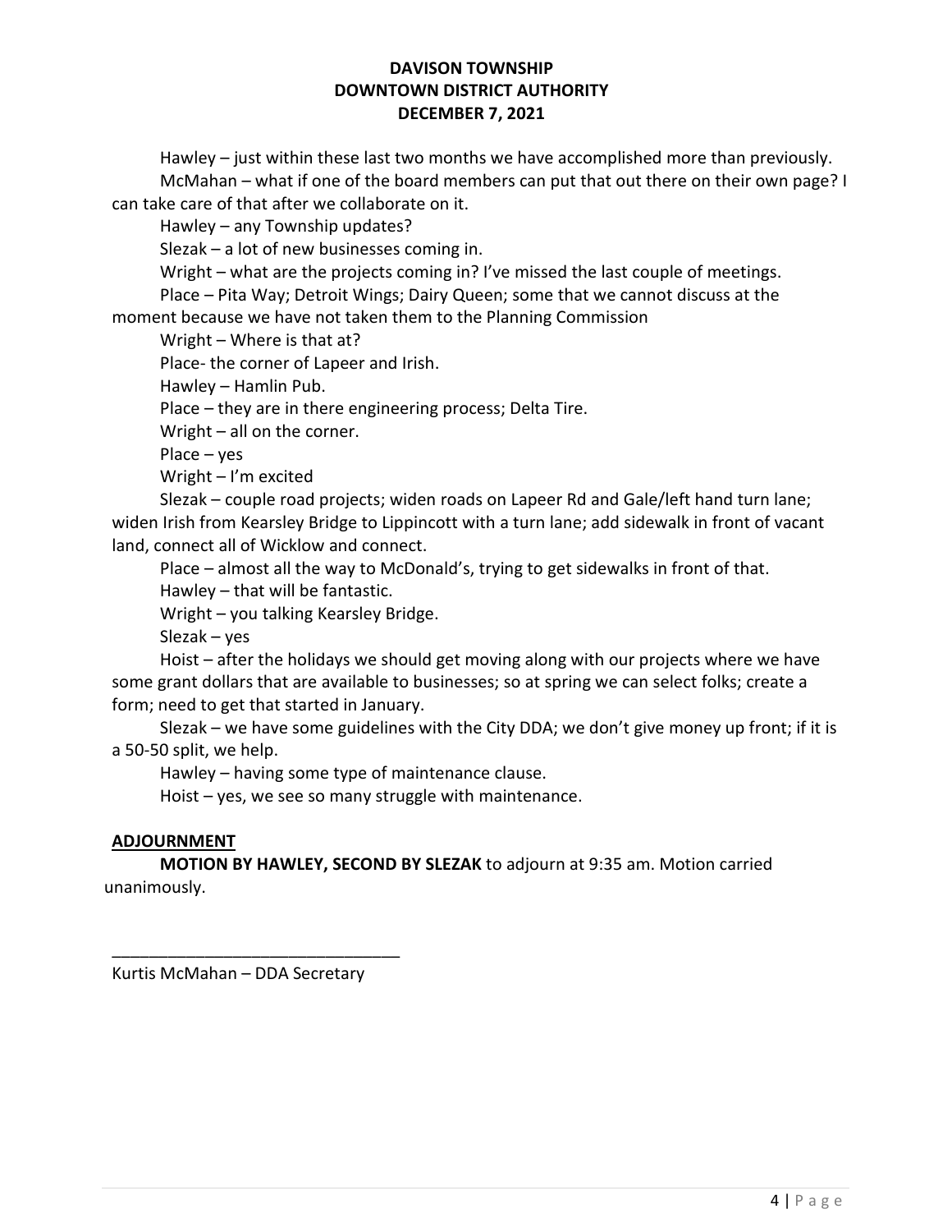Hawley – just within these last two months we have accomplished more than previously.

McMahan – what if one of the board members can put that out there on their own page? I can take care of that after we collaborate on it.

Hawley – any Township updates?

Slezak – a lot of new businesses coming in.

Wright – what are the projects coming in? I've missed the last couple of meetings.

Place – Pita Way; Detroit Wings; Dairy Queen; some that we cannot discuss at the moment because we have not taken them to the Planning Commission

Wright – Where is that at?

Place- the corner of Lapeer and Irish.

Hawley – Hamlin Pub.

Place – they are in there engineering process; Delta Tire.

Wright – all on the corner.

Place – yes

Wright – I'm excited

Slezak – couple road projects; widen roads on Lapeer Rd and Gale/left hand turn lane; widen Irish from Kearsley Bridge to Lippincott with a turn lane; add sidewalk in front of vacant land, connect all of Wicklow and connect.

Place – almost all the way to McDonald's, trying to get sidewalks in front of that.

Hawley – that will be fantastic.

Wright – you talking Kearsley Bridge.

Slezak – yes

Hoist – after the holidays we should get moving along with our projects where we have some grant dollars that are available to businesses; so at spring we can select folks; create a form; need to get that started in January.

Slezak – we have some guidelines with the City DDA; we don't give money up front; if it is a 50-50 split, we help.

Hawley – having some type of maintenance clause.

Hoist – yes, we see so many struggle with maintenance.

## ADJOURNMENT

**MOTION BY HAWLEY, SECOND BY SLEZAK** to adjourn at 9:35 am. Motion carried unanimously.

_______________________________

Kurtis McMahan – DDA Secretary